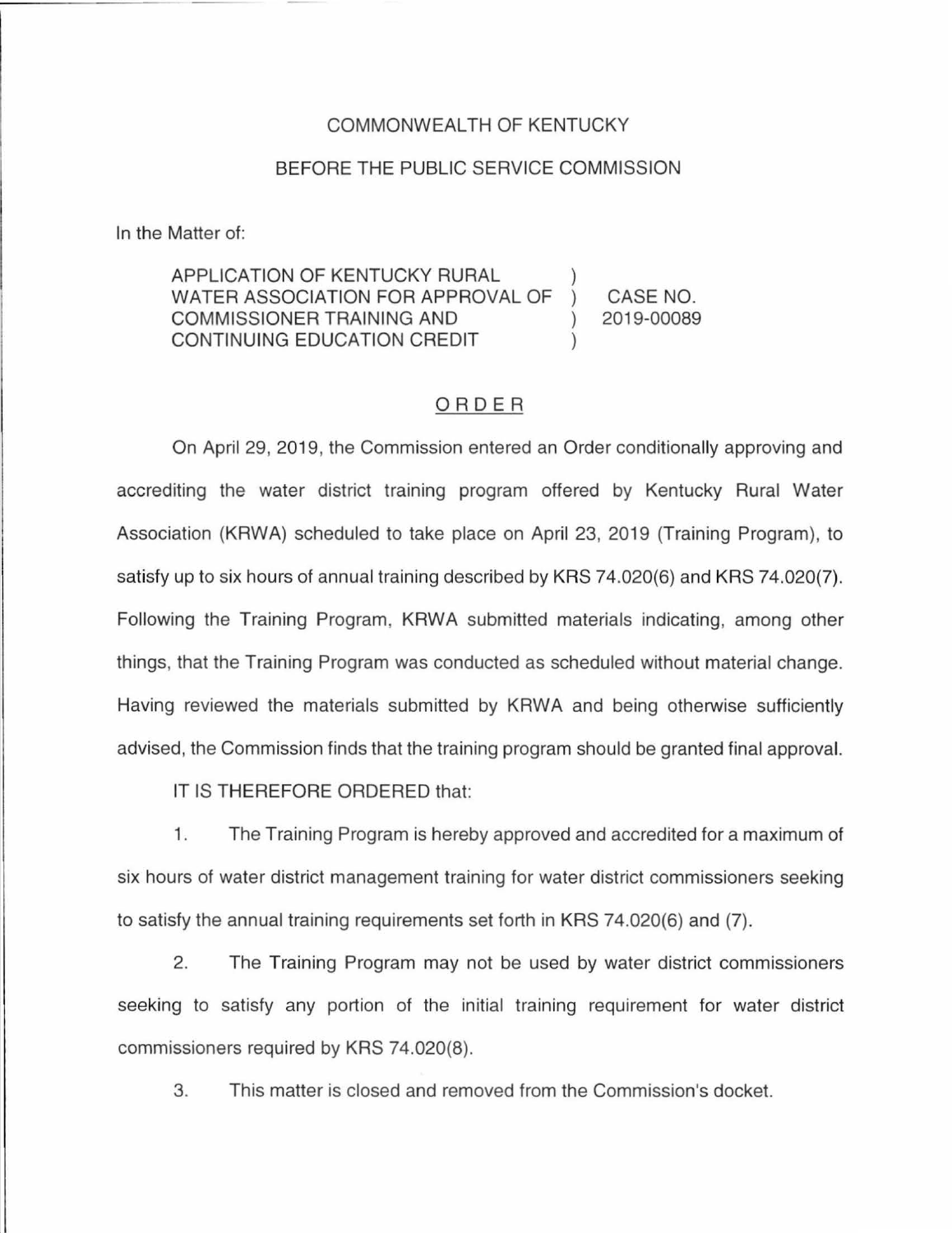COMMONWEALTH OF KENTUCKY

BEFORE THE PUBLIC SERVICE COMMISSION

In the Matter of:

| | | |
|---|---|---|
| APPLICATION OF KENTUCKY RURAL WATER ASSOCIATION FOR APPROVAL OF COMMISSIONER TRAINING AND CONTINUING EDUCATION CREDIT | ) ) ) ) | CASE NO. 2019-00089 |

## ORDER

On April 29, 2019, the Commission entered an Order conditionally approving and accrediting the water district training program offered by Kentucky Rural Water Association (KRWA) scheduled to take place on April 23, 2019 (Training Program), to satisfy up to six hours of annual training described by KRS 74.020(6) and KRS 74.020(7). Following the Training Program, KRWA submitted materials indicating, among other things, that the Training Program was conducted as scheduled without material change. Having reviewed the materials submitted by KRWA and being otherwise sufficiently advised, the Commission finds that the training program should be granted final approval.

IT IS THEREFORE ORDERED that:

1. The Training Program is hereby approved and accredited for a maximum of six hours of water district management training for water district commissioners seeking to satisfy the annual training requirements set forth in KRS 74.020(6) and (7).

2. The Training Program may not be used by water district commissioners seeking to satisfy any portion of the initial training requirement for water district commissioners required by KRS 74.020(8).

3. This matter is closed and removed from the Commission's docket.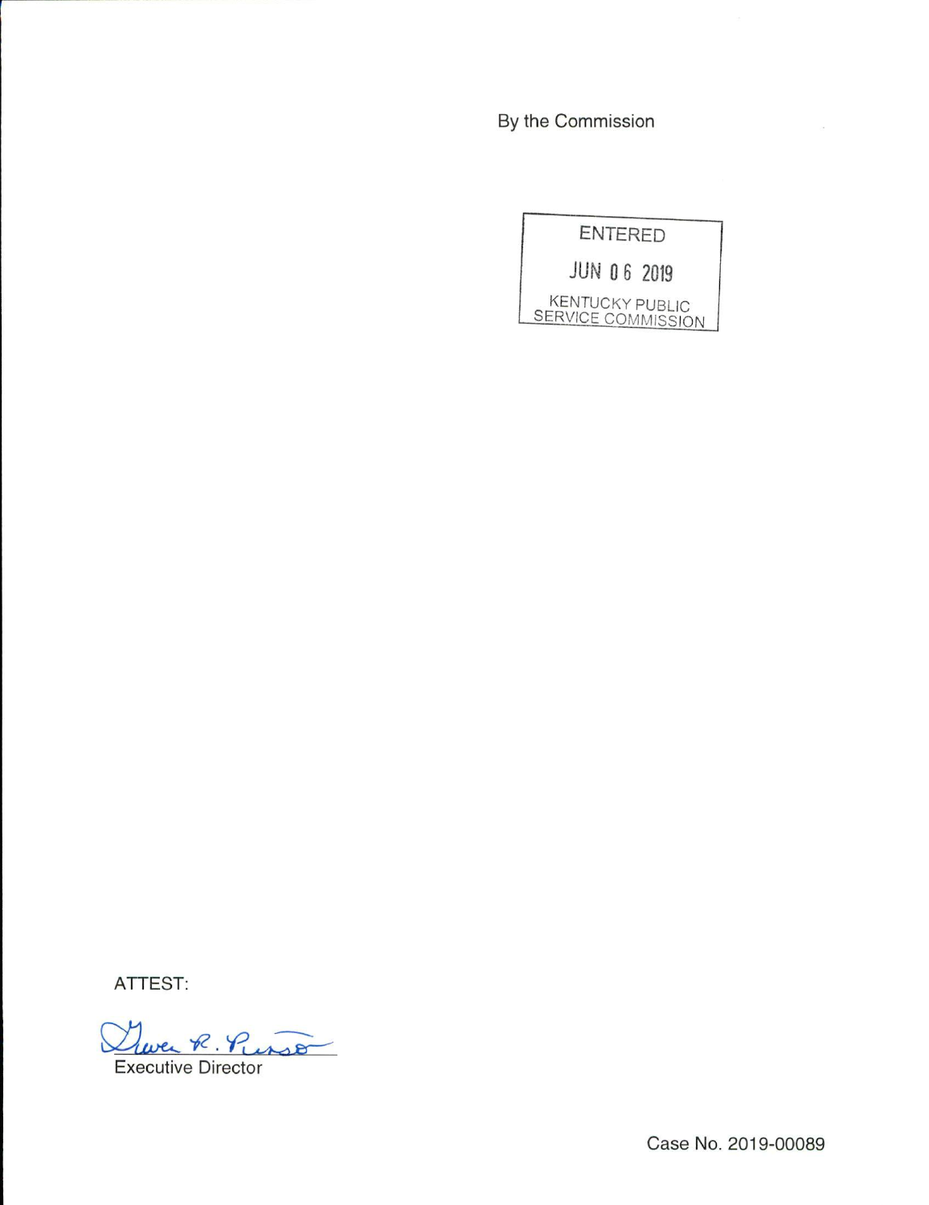By the Commission

ENTERED

JUN 06 2019

KENTUCKY PUBLIC SERVICE COMMISSION

ATTEST:

Gwen R. Pinson

Executive Director

Case No. 2019-00089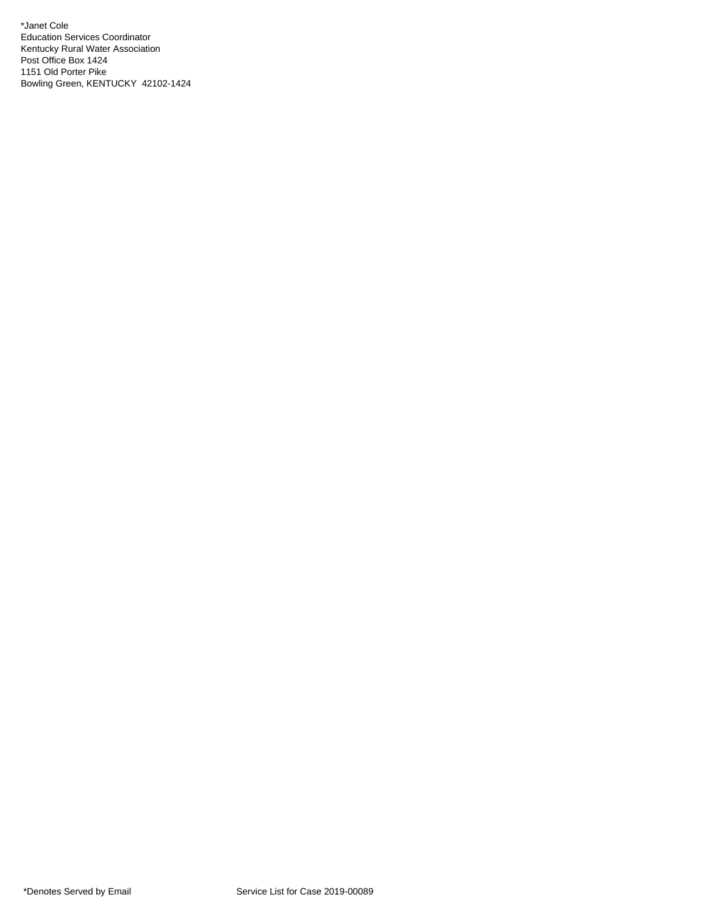*Janet Cole
Education Services Coordinator
Kentucky Rural Water Association
Post Office Box 1424
1151 Old Porter Pike
Bowling Green, KENTUCKY 42102-1424